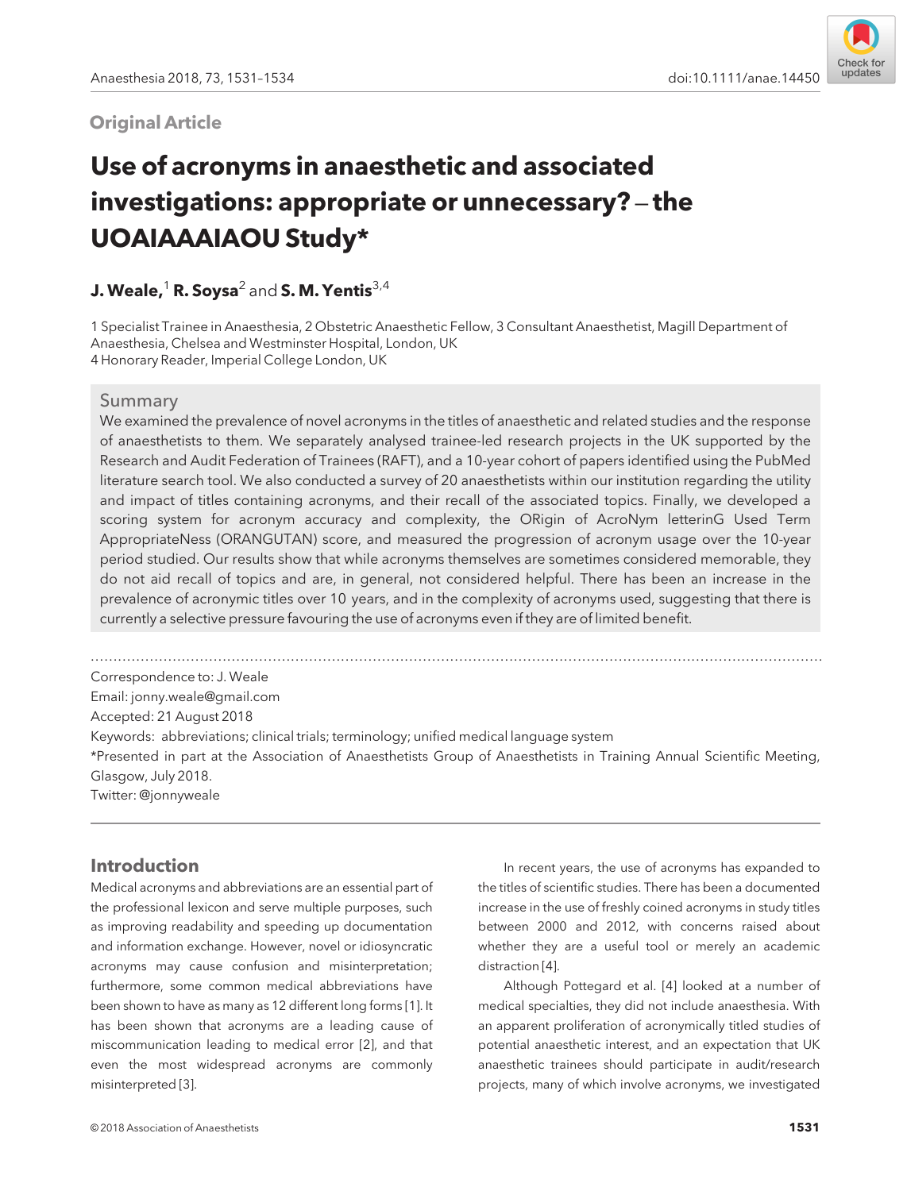Original Article

# Use of acronyms in anaesthetic and associated investigations: appropriate or unnecessary? – the UOAIAAAIAOU Study*

**J. Weale,**[1] **R. Soysa**[2] and **S. M. Yentis**[3,4]

1 Specialist Trainee in Anaesthesia, 2 Obstetric Anaesthetic Fellow, 3 Consultant Anaesthetist, Magill Department of Anaesthesia, Chelsea and Westminster Hospital, London, UK
4 Honorary Reader, Imperial College London, UK

## Summary

We examined the prevalence of novel acronyms in the titles of anaesthetic and related studies and the response of anaesthetists to them. We separately analysed trainee-led research projects in the UK supported by the Research and Audit Federation of Trainees (RAFT), and a 10-year cohort of papers identified using the PubMed literature search tool. We also conducted a survey of 20 anaesthetists within our institution regarding the utility and impact of titles containing acronyms, and their recall of the associated topics. Finally, we developed a scoring system for acronym accuracy and complexity, the ORigin of AcroNym letterinG Used Term AppropriateNess (ORANGUTAN) score, and measured the progression of acronym usage over the 10-year period studied. Our results show that while acronyms themselves are sometimes considered memorable, they do not aid recall of topics and are, in general, not considered helpful. There has been an increase in the prevalence of acronymic titles over 10 years, and in the complexity of acronyms used, suggesting that there is currently a selective pressure favouring the use of acronyms even if they are of limited benefit.

---

Correspondence to: J. Weale
Email: jonny.weale@gmail.com
Accepted: 21 August 2018
Keywords: abbreviations; clinical trials; terminology; unified medical language system
*Presented in part at the Association of Anaesthetists Group of Anaesthetists in Training Annual Scientific Meeting, Glasgow, July 2018.
Twitter: @jonnyweale

---

## Introduction

Medical acronyms and abbreviations are an essential part of the professional lexicon and serve multiple purposes, such as improving readability and speeding up documentation and information exchange. However, novel or idiosyncratic acronyms may cause confusion and misinterpretation; furthermore, some common medical abbreviations have been shown to have as many as 12 different long forms [1]. It has been shown that acronyms are a leading cause of miscommunication leading to medical error [2], and that even the most widespread acronyms are commonly misinterpreted [3].

In recent years, the use of acronyms has expanded to the titles of scientific studies. There has been a documented increase in the use of freshly coined acronyms in study titles between 2000 and 2012, with concerns raised about whether they are a useful tool or merely an academic distraction [4].

Although Pottegard et al. [4] looked at a number of medical specialties, they did not include anaesthesia. With an apparent proliferation of acronymically titled studies of potential anaesthetic interest, and an expectation that UK anaesthetic trainees should participate in audit/research projects, many of which involve acronyms, we investigated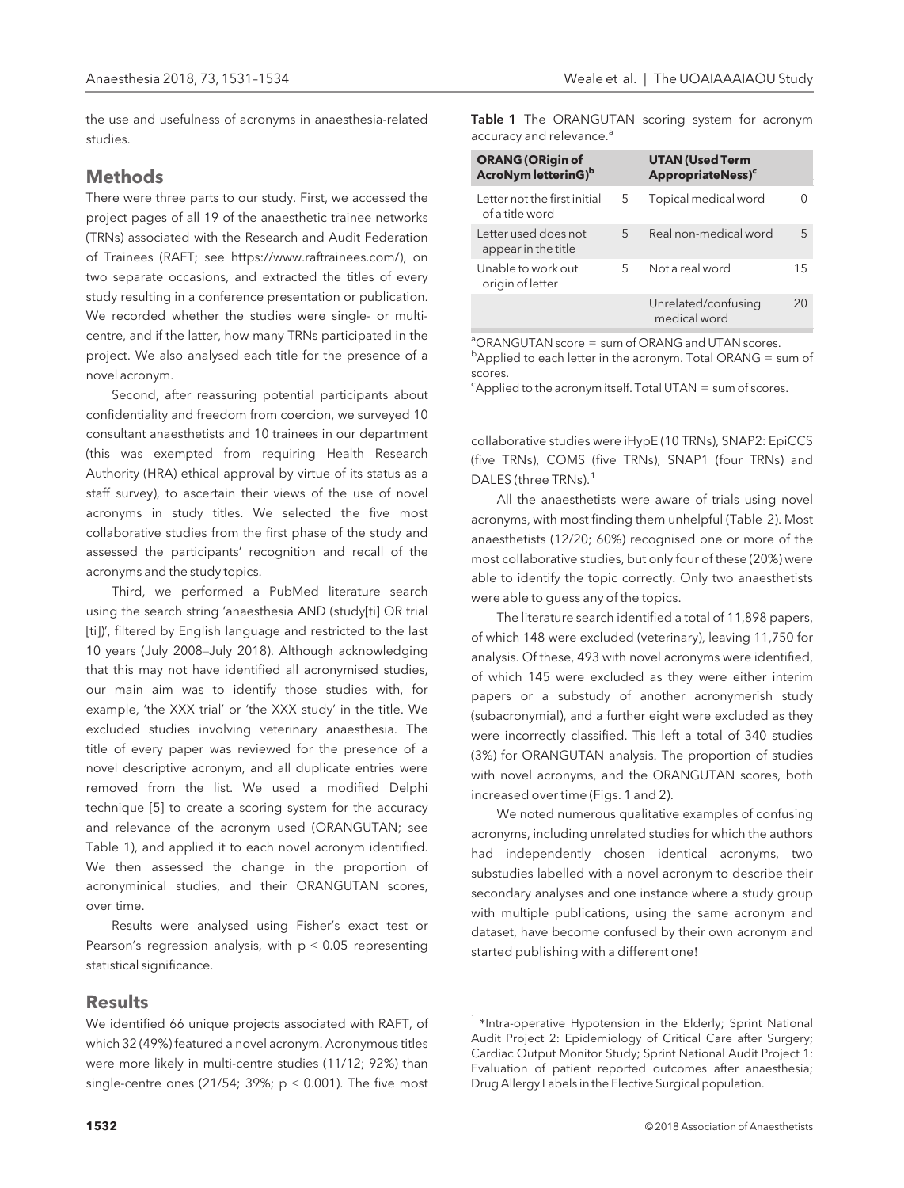the use and usefulness of acronyms in anaesthesia-related studies.

## Methods

There were three parts to our study. First, we accessed the project pages of all 19 of the anaesthetic trainee networks (TRNs) associated with the Research and Audit Federation of Trainees (RAFT; see https://www.raftrainees.com/), on two separate occasions, and extracted the titles of every study resulting in a conference presentation or publication. We recorded whether the studies were single- or multi-centre, and if the latter, how many TRNs participated in the project. We also analysed each title for the presence of a novel acronym.

Second, after reassuring potential participants about confidentiality and freedom from coercion, we surveyed 10 consultant anaesthetists and 10 trainees in our department (this was exempted from requiring Health Research Authority (HRA) ethical approval by virtue of its status as a staff survey), to ascertain their views of the use of novel acronyms in study titles. We selected the five most collaborative studies from the first phase of the study and assessed the participants' recognition and recall of the acronyms and the study topics.

Third, we performed a PubMed literature search using the search string 'anaesthesia AND (study[ti] OR trial [ti])', filtered by English language and restricted to the last 10 years (July 2008–July 2018). Although acknowledging that this may not have identified all acronymised studies, our main aim was to identify those studies with, for example, 'the XXX trial' or 'the XXX study' in the title. We excluded studies involving veterinary anaesthesia. The title of every paper was reviewed for the presence of a novel descriptive acronym, and all duplicate entries were removed from the list. We used a modified Delphi technique [5] to create a scoring system for the accuracy and relevance of the acronym used (ORANGUTAN; see Table 1), and applied it to each novel acronym identified. We then assessed the change in the proportion of acronyminical studies, and their ORANGUTAN scores, over time.

Results were analysed using Fisher's exact test or Pearson's regression analysis, with $p < 0.05$ representing statistical significance.

**Table 1** The ORANGUTAN scoring system for acronym accuracy and relevance.[a]

| ORANG (ORigin of AcroNym letterinG)[b] | | UTAN (Used Term AppropriateNess)[c] | |
|---|---|---|---|
| Letter not the first initial of a title word | 5 | Topical medical word | 0 |
| Letter used does not appear in the title | 5 | Real non-medical word | 5 |
| Unable to work out origin of letter | 5 | Not a real word | 15 |
| | | Unrelated/confusing medical word | 20 |

[a]ORANGUTAN score = sum of ORANG and UTAN scores.
[b]Applied to each letter in the acronym. Total ORANG = sum of scores.
[c]Applied to the acronym itself. Total UTAN = sum of scores.

## Results

We identified 66 unique projects associated with RAFT, of which 32 (49%) featured a novel acronym. Acronymous titles were more likely in multi-centre studies (11/12; 92%) than single-centre ones (21/54; 39%; $p < 0.001$). The five most collaborative studies were iHypE (10 TRNs), SNAP2: EpiCCS (five TRNs), COMS (five TRNs), SNAP1 (four TRNs) and DALES (three TRNs).[1]

All the anaesthetists were aware of trials using novel acronyms, with most finding them unhelpful (Table 2). Most anaesthetists (12/20; 60%) recognised one or more of the most collaborative studies, but only four of these (20%) were able to identify the topic correctly. Only two anaesthetists were able to guess any of the topics.

The literature search identified a total of 11,898 papers, of which 148 were excluded (veterinary), leaving 11,750 for analysis. Of these, 493 with novel acronyms were identified, of which 145 were excluded as they were either interim papers or a substudy of another acronymerish study (subacronymial), and a further eight were excluded as they were incorrectly classified. This left a total of 340 studies (3%) for ORANGUTAN analysis. The proportion of studies with novel acronyms, and the ORANGUTAN scores, both increased over time (Figs. 1 and 2).

We noted numerous qualitative examples of confusing acronyms, including unrelated studies for which the authors had independently chosen identical acronyms, two substudies labelled with a novel acronym to describe their secondary analyses and one instance where a study group with multiple publications, using the same acronym and dataset, have become confused by their own acronym and started publishing with a different one!

[1] *Intra-operative Hypotension in the Elderly; Sprint National Audit Project 2: Epidemiology of Critical Care after Surgery; Cardiac Output Monitor Study; Sprint National Audit Project 1: Evaluation of patient reported outcomes after anaesthesia; Drug Allergy Labels in the Elective Surgical population.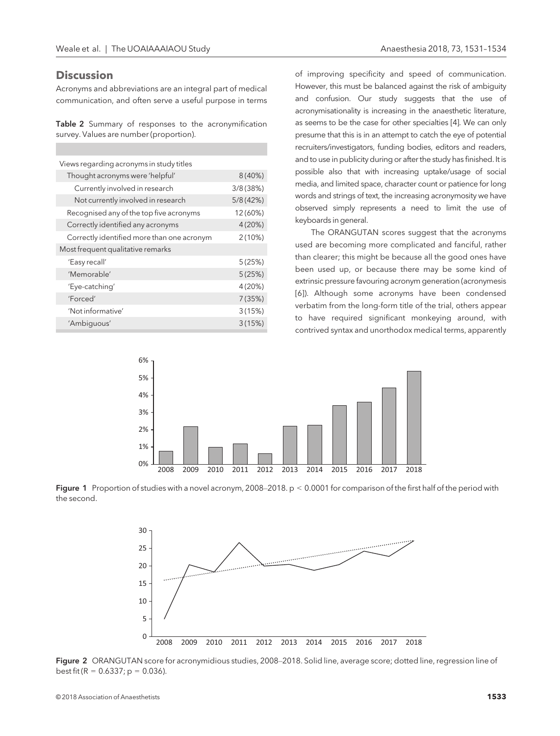## Discussion

Acronyms and abbreviations are an integral part of medical communication, and often serve a useful purpose in terms of improving specificity and speed of communication. However, this must be balanced against the risk of ambiguity and confusion. Our study suggests that the use of acronymisationality is increasing in the anaesthetic literature, as seems to be the case for other specialties [4]. We can only presume that this is in an attempt to catch the eye of potential recruiters/investigators, funding bodies, editors and readers, and to use in publicity during or after the study has finished. It is possible also that with increasing uptake/usage of social media, and limited space, character count or patience for long words and strings of text, the increasing acronymosity we have observed simply represents a need to limit the use of keyboards in general.

The ORANGUTAN scores suggest that the acronyms used are becoming more complicated and fanciful, rather than clearer; this might be because all the good ones have been used up, or because there may be some kind of extrinsic pressure favouring acronym generation (acronymesis [6]). Although some acronyms have been condensed verbatim from the long-form title of the trial, others appear to have required significant monkeying around, with contrived syntax and unorthodox medical terms, apparently

**Table 2** Summary of responses to the acronymification survey. Values are number (proportion).

| | |
|---|---|
| Views regarding acronyms in study titles | |
| Thought acronyms were 'helpful' | 8 (40%) |
| Currently involved in research | 3/8 (38%) |
| Not currently involved in research | 5/8 (42%) |
| Recognised any of the top five acronyms | 12 (60%) |
| Correctly identified any acronyms | 4 (20%) |
| Correctly identified more than one acronym | 2 (10%) |
| Most frequent qualitative remarks | |
| 'Easy recall' | 5 (25%) |
| 'Memorable' | 5 (25%) |
| 'Eye-catching' | 4 (20%) |
| 'Forced' | 7 (35%) |
| 'Not informative' | 3 (15%) |
| 'Ambiguous' | 3 (15%) |

**Figure 1** Proportion of studies with a novel acronym, 2008–2018. $p < 0.0001$ for comparison of the first half of the period with the second.

**Figure 2** ORANGUTAN score for acronymidious studies, 2008–2018. Solid line, average score; dotted line, regression line of best fit ($R = 0.6337$; $p = 0.036$).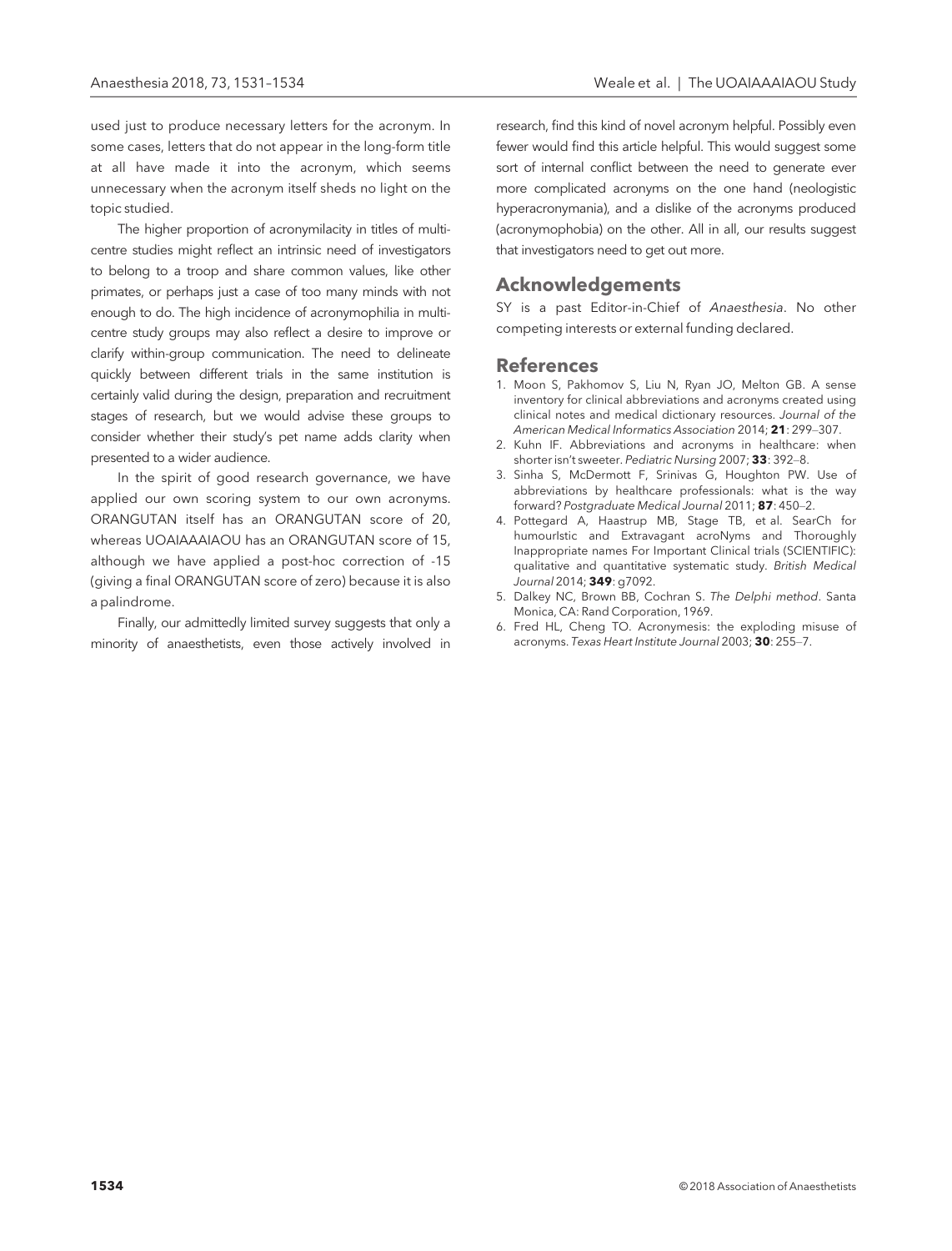used just to produce necessary letters for the acronym. In some cases, letters that do not appear in the long-form title at all have made it into the acronym, which seems unnecessary when the acronym itself sheds no light on the topic studied.

The higher proportion of acronymilacity in titles of multi-centre studies might reflect an intrinsic need of investigators to belong to a troop and share common values, like other primates, or perhaps just a case of too many minds with not enough to do. The high incidence of acronymophilia in multi-centre study groups may also reflect a desire to improve or clarify within-group communication. The need to delineate quickly between different trials in the same institution is certainly valid during the design, preparation and recruitment stages of research, but we would advise these groups to consider whether their study's pet name adds clarity when presented to a wider audience.

In the spirit of good research governance, we have applied our own scoring system to our own acronyms. ORANGUTAN itself has an ORANGUTAN score of 20, whereas UOAIAAAIAOU has an ORANGUTAN score of 15, although we have applied a post-hoc correction of -15 (giving a final ORANGUTAN score of zero) because it is also a palindrome.

Finally, our admittedly limited survey suggests that only a minority of anaesthetists, even those actively involved in research, find this kind of novel acronym helpful. Possibly even fewer would find this article helpful. This would suggest some sort of internal conflict between the need to generate ever more complicated acronyms on the one hand (neologistic hyperacronymania), and a dislike of the acronyms produced (acronymophobia) on the other. All in all, our results suggest that investigators need to get out more.

## Acknowledgements

SY is a past Editor-in-Chief of *Anaesthesia*. No other competing interests or external funding declared.

## References

1. Moon S, Pakhomov S, Liu N, Ryan JO, Melton GB. A sense inventory for clinical abbreviations and acronyms created using clinical notes and medical dictionary resources. *Journal of the American Medical Informatics Association* 2014; **21**: 299–307.
2. Kuhn IF. Abbreviations and acronyms in healthcare: when shorter isn't sweeter. *Pediatric Nursing* 2007; **33**: 392–8.
3. Sinha S, McDermott F, Srinivas G, Houghton PW. Use of abbreviations by healthcare professionals: what is the way forward? *Postgraduate Medical Journal* 2011; **87**: 450–2.
4. Pottegard A, Haastrup MB, Stage TB, et al. SearCh for humourIstic and Extravagant acroNyms and Thoroughly Inappropriate names For Important Clinical trials (SCIENTIFIC): qualitative and quantitative systematic study. *British Medical Journal* 2014; **349**: g7092.
5. Dalkey NC, Brown BB, Cochran S. *The Delphi method*. Santa Monica, CA: Rand Corporation, 1969.
6. Fred HL, Cheng TO. Acronymesis: the exploding misuse of acronyms. *Texas Heart Institute Journal* 2003; **30**: 255–7.